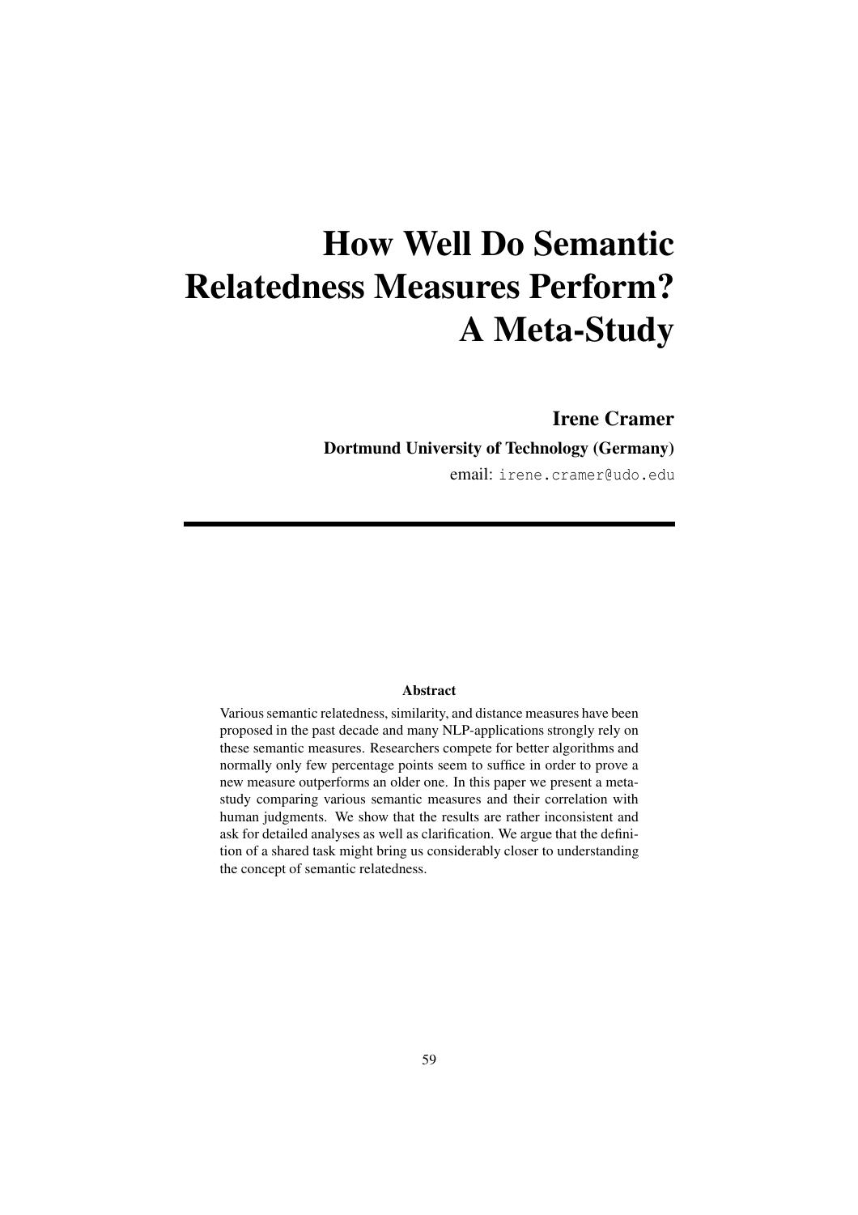# How Well Do Semantic Relatedness Measures Perform? A Meta-Study

**Irene Cramer**

**Dortmund University of Technology (Germany)**

email: irene.cramer@udo.edu

---

**Abstract**

Various semantic relatedness, similarity, and distance measures have been proposed in the past decade and many NLP-applications strongly rely on these semantic measures. Researchers compete for better algorithms and normally only few percentage points seem to suffice in order to prove a new measure outperforms an older one. In this paper we present a meta-study comparing various semantic measures and their correlation with human judgments. We show that the results are rather inconsistent and ask for detailed analyses as well as clarification. We argue that the definition of a shared task might bring us considerably closer to understanding the concept of semantic relatedness.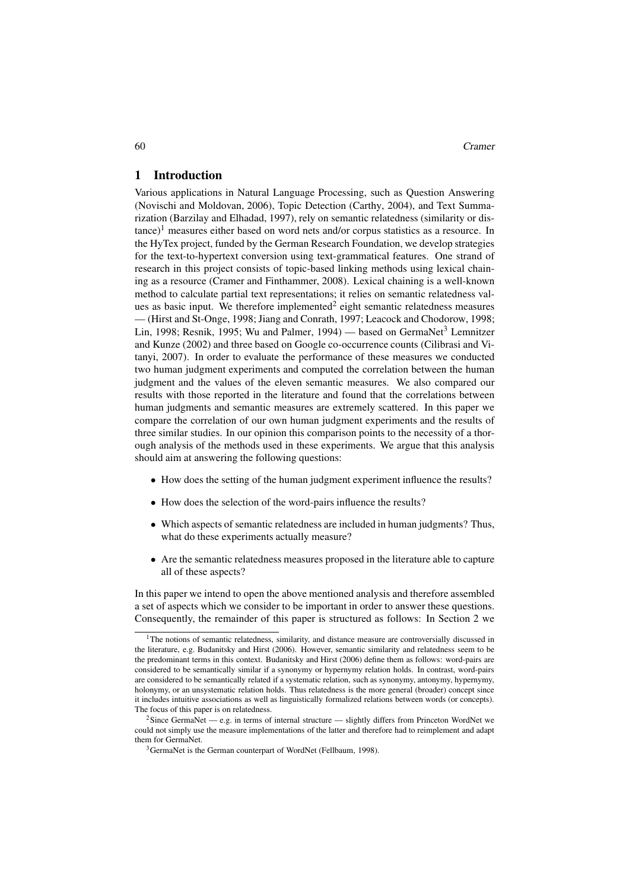## 1 Introduction

Various applications in Natural Language Processing, such as Question Answering (Novischi and Moldovan, 2006), Topic Detection (Carthy, 2004), and Text Summarization (Barzilay and Elhadad, 1997), rely on semantic relatedness (similarity or distance)[1] measures either based on word nets and/or corpus statistics as a resource. In the HyTex project, funded by the German Research Foundation, we develop strategies for the text-to-hypertext conversion using text-grammatical features. One strand of research in this project consists of topic-based linking methods using lexical chaining as a resource (Cramer and Finthammer, 2008). Lexical chaining is a well-known method to calculate partial text representations; it relies on semantic relatedness values as basic input. We therefore implemented[2] eight semantic relatedness measures — (Hirst and St-Onge, 1998; Jiang and Conrath, 1997; Leacock and Chodorow, 1998; Lin, 1998; Resnik, 1995; Wu and Palmer, 1994) — based on GermaNet[3] Lemnitzer and Kunze (2002) and three based on Google co-occurrence counts (Cilibrasi and Vitanyi, 2007). In order to evaluate the performance of these measures we conducted two human judgment experiments and computed the correlation between the human judgment and the values of the eleven semantic measures. We also compared our results with those reported in the literature and found that the correlations between human judgments and semantic measures are extremely scattered. In this paper we compare the correlation of our own human judgment experiments and the results of three similar studies. In our opinion this comparison points to the necessity of a thorough analysis of the methods used in these experiments. We argue that this analysis should aim at answering the following questions:

- How does the setting of the human judgment experiment influence the results?
- How does the selection of the word-pairs influence the results?
- Which aspects of semantic relatedness are included in human judgments? Thus, what do these experiments actually measure?
- Are the semantic relatedness measures proposed in the literature able to capture all of these aspects?

In this paper we intend to open the above mentioned analysis and therefore assembled a set of aspects which we consider to be important in order to answer these questions. Consequently, the remainder of this paper is structured as follows: In Section 2 we

---

[1] The notions of semantic relatedness, similarity, and distance measure are controversially discussed in the literature, e.g. Budanitsky and Hirst (2006). However, semantic similarity and relatedness seem to be the predominant terms in this context. Budanitsky and Hirst (2006) define them as follows: word-pairs are considered to be semantically similar if a synonymy or hypernymy relation holds. In contrast, word-pairs are considered to be semantically related if a systematic relation, such as synonymy, antonymy, hypernymy, holonymy, or an unsystematic relation holds. Thus relatedness is the more general (broader) concept since it includes intuitive associations as well as linguistically formalized relations between words (or concepts). The focus of this paper is on relatedness.

[2] Since GermaNet — e.g. in terms of internal structure — slightly differs from Princeton WordNet we could not simply use the measure implementations of the latter and therefore had to reimplement and adapt them for GermaNet.

[3] GermaNet is the German counterpart of WordNet (Fellbaum, 1998).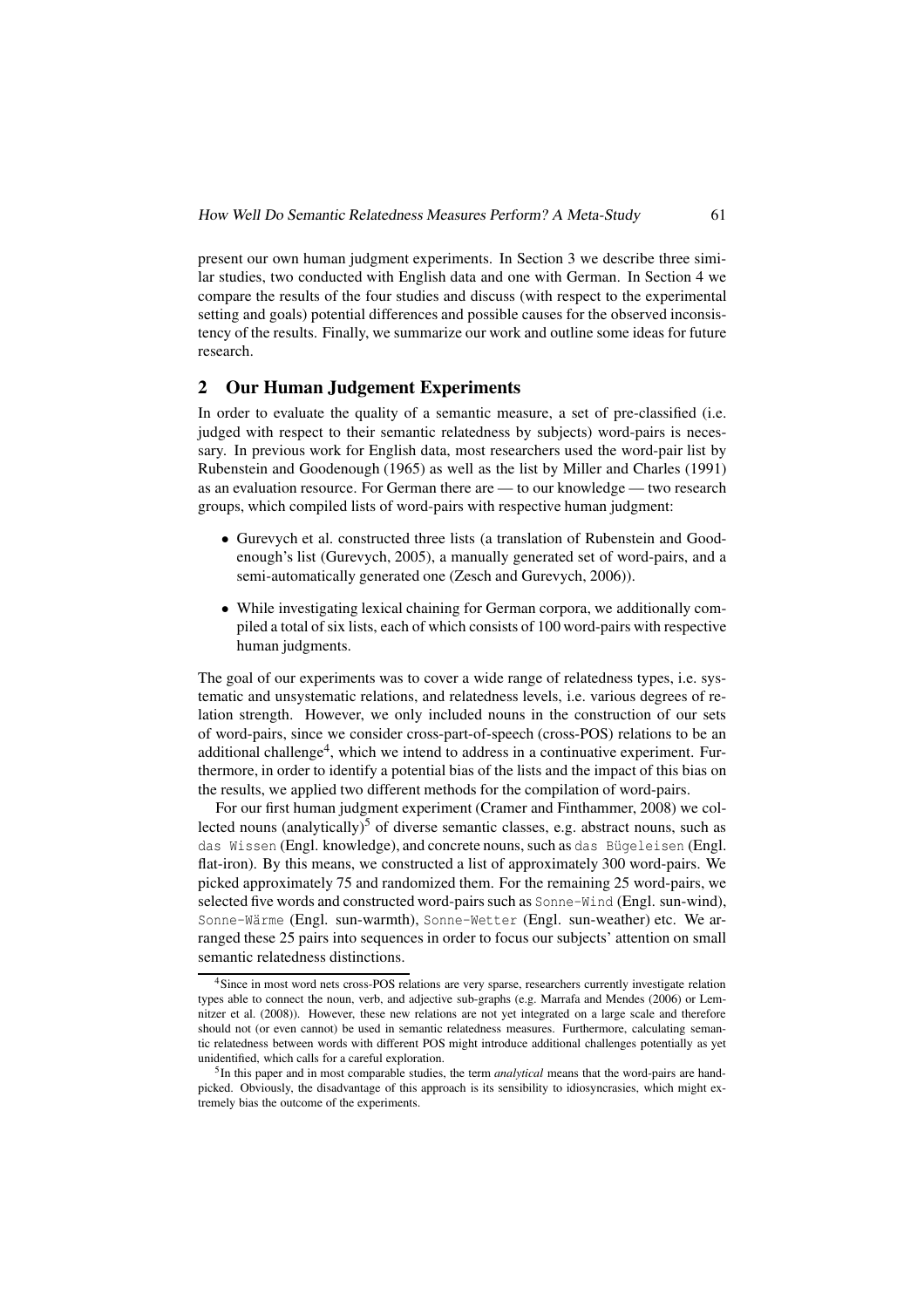present our own human judgment experiments. In Section 3 we describe three similar studies, two conducted with English data and one with German. In Section 4 we compare the results of the four studies and discuss (with respect to the experimental setting and goals) potential differences and possible causes for the observed inconsistency of the results. Finally, we summarize our work and outline some ideas for future research.

## 2 Our Human Judgement Experiments

In order to evaluate the quality of a semantic measure, a set of pre-classified (i.e. judged with respect to their semantic relatedness by subjects) word-pairs is necessary. In previous work for English data, most researchers used the word-pair list by Rubenstein and Goodenough (1965) as well as the list by Miller and Charles (1991) as an evaluation resource. For German there are — to our knowledge — two research groups, which compiled lists of word-pairs with respective human judgment:

- Gurevych et al. constructed three lists (a translation of Rubenstein and Goodenough's list (Gurevych, 2005), a manually generated set of word-pairs, and a semi-automatically generated one (Zesch and Gurevych, 2006)).
- While investigating lexical chaining for German corpora, we additionally compiled a total of six lists, each of which consists of 100 word-pairs with respective human judgments.

The goal of our experiments was to cover a wide range of relatedness types, i.e. systematic and unsystematic relations, and relatedness levels, i.e. various degrees of relation strength. However, we only included nouns in the construction of our sets of word-pairs, since we consider cross-part-of-speech (cross-POS) relations to be an additional challenge[4], which we intend to address in a continuative experiment. Furthermore, in order to identify a potential bias of the lists and the impact of this bias on the results, we applied two different methods for the compilation of word-pairs.

For our first human judgment experiment (Cramer and Finthammer, 2008) we collected nouns (analytically)[5] of diverse semantic classes, e.g. abstract nouns, such as `das Wissen` (Engl. knowledge), and concrete nouns, such as `das Bügeleisen` (Engl. flat-iron). By this means, we constructed a list of approximately 300 word-pairs. We picked approximately 75 and randomized them. For the remaining 25 word-pairs, we selected five words and constructed word-pairs such as `Sonne-Wind` (Engl. sun-wind), `Sonne-Wärme` (Engl. sun-warmth), `Sonne-Wetter` (Engl. sun-weather) etc. We arranged these 25 pairs into sequences in order to focus our subjects' attention on small semantic relatedness distinctions.

---

[4] Since in most word nets cross-POS relations are very sparse, researchers currently investigate relation types able to connect the noun, verb, and adjective sub-graphs (e.g. Marrafa and Mendes (2006) or Lemnitzer et al. (2008)). However, these new relations are not yet integrated on a large scale and therefore should not (or even cannot) be used in semantic relatedness measures. Furthermore, calculating semantic relatedness between words with different POS might introduce additional challenges potentially as yet unidentified, which calls for a careful exploration.

[5] In this paper and in most comparable studies, the term *analytical* means that the word-pairs are hand-picked. Obviously, the disadvantage of this approach is its sensibility to idiosyncrasies, which might extremely bias the outcome of the experiments.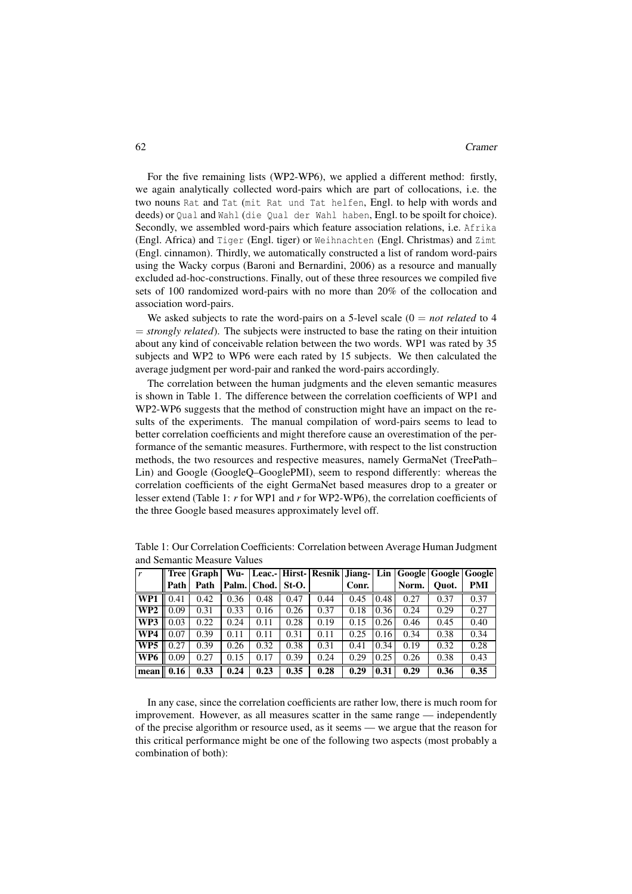For the five remaining lists (WP2-WP6), we applied a different method: firstly, we again analytically collected word-pairs which are part of collocations, i.e. the two nouns `Rat` and `Tat` (`mit Rat und Tat helfen`, Engl. to help with words and deeds) or `Qual` and `Wahl` (`die Qual der Wahl haben`, Engl. to be spoilt for choice). Secondly, we assembled word-pairs which feature association relations, i.e. `Afrika` (Engl. Africa) and `Tiger` (Engl. tiger) or `Weihnachten` (Engl. Christmas) and `Zimt` (Engl. cinnamon). Thirdly, we automatically constructed a list of random word-pairs using the Wacky corpus (Baroni and Bernardini, 2006) as a resource and manually excluded ad-hoc-constructions. Finally, out of these three resources we compiled five sets of 100 randomized word-pairs with no more than 20% of the collocation and association word-pairs.

We asked subjects to rate the word-pairs on a 5-level scale (0 = *not related* to 4 = *strongly related*). The subjects were instructed to base the rating on their intuition about any kind of conceivable relation between the two words. WP1 was rated by 35 subjects and WP2 to WP6 were each rated by 15 subjects. We then calculated the average judgment per word-pair and ranked the word-pairs accordingly.

The correlation between the human judgments and the eleven semantic measures is shown in Table 1. The difference between the correlation coefficients of WP1 and WP2-WP6 suggests that the method of construction might have an impact on the results of the experiments. The manual compilation of word-pairs seems to lead to better correlation coefficients and might therefore cause an overestimation of the performance of the semantic measures. Furthermore, with respect to the list construction methods, the two resources and respective measures, namely GermaNet (TreePath–Lin) and Google (GoogleQ–GooglePMI), seem to respond differently: whereas the correlation coefficients of the eight GermaNet based measures drop to a greater or lesser extend (Table 1: *r* for WP1 and *r* for WP2-WP6), the correlation coefficients of the three Google based measures approximately level off.

Table 1: Our Correlation Coefficients: Correlation between Average Human Judgment and Semantic Measure Values

| *r* | **Tree Path** | **Graph Path** | **Wu-Palm.** | **Leac.-Chod.** | **Hirst-St-O.** | **Resnik** | **Jiang-Conr.** | **Lin** | **Google Norm.** | **Google Quot.** | **Google PMI** |
|---|---|---|---|---|---|---|---|---|---|---|---|
| **WP1** | 0.41 | 0.42 | 0.36 | 0.48 | 0.47 | 0.44 | 0.45 | 0.48 | 0.27 | 0.37 | 0.37 |
| **WP2** | 0.09 | 0.31 | 0.33 | 0.16 | 0.26 | 0.37 | 0.18 | 0.36 | 0.24 | 0.29 | 0.27 |
| **WP3** | 0.03 | 0.22 | 0.24 | 0.11 | 0.28 | 0.19 | 0.15 | 0.26 | 0.46 | 0.45 | 0.40 |
| **WP4** | 0.07 | 0.39 | 0.11 | 0.11 | 0.31 | 0.11 | 0.25 | 0.16 | 0.34 | 0.38 | 0.34 |
| **WP5** | 0.27 | 0.39 | 0.26 | 0.32 | 0.38 | 0.31 | 0.41 | 0.34 | 0.19 | 0.32 | 0.28 |
| **WP6** | 0.09 | 0.27 | 0.15 | 0.17 | 0.39 | 0.24 | 0.29 | 0.25 | 0.26 | 0.38 | 0.43 |
| **mean** | **0.16** | **0.33** | **0.24** | **0.23** | **0.35** | **0.28** | **0.29** | **0.31** | **0.29** | **0.36** | **0.35** |

In any case, since the correlation coefficients are rather low, there is much room for improvement. However, as all measures scatter in the same range — independently of the precise algorithm or resource used, as it seems — we argue that the reason for this critical performance might be one of the following two aspects (most probably a combination of both):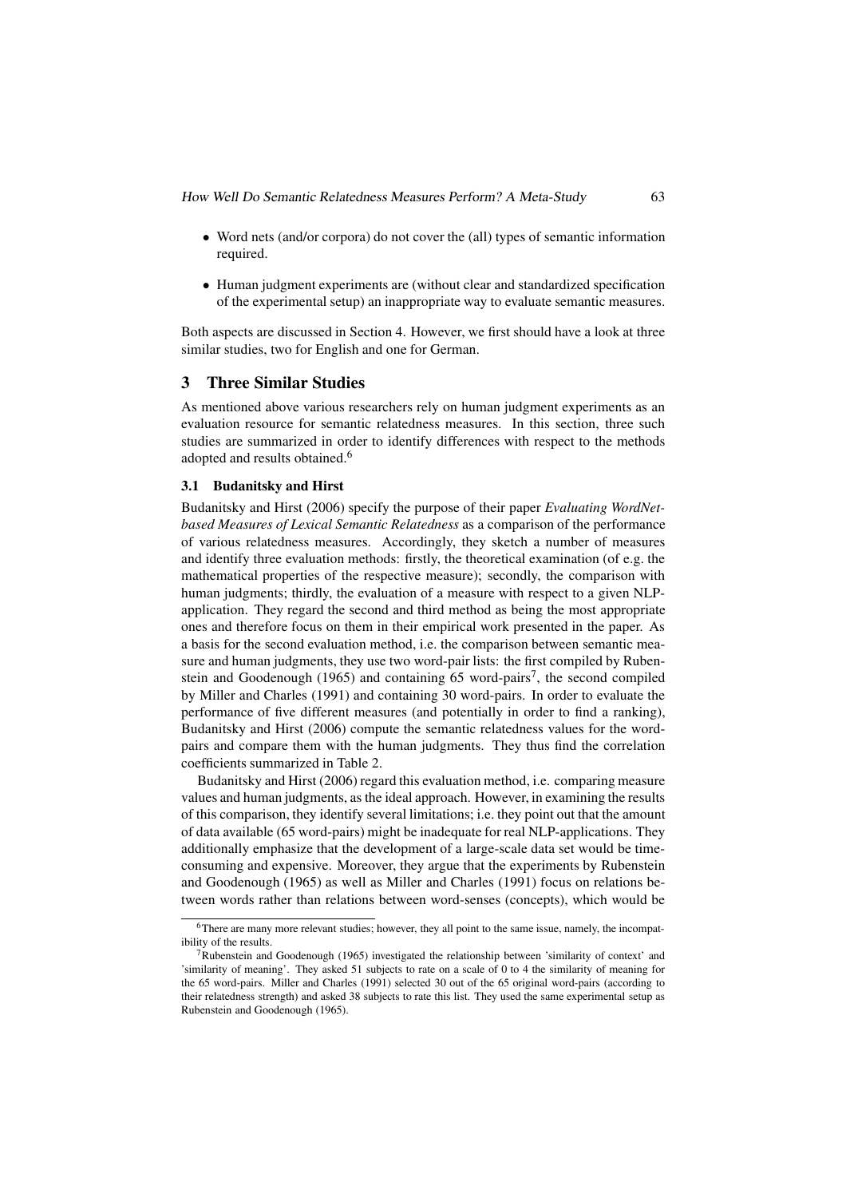- Word nets (and/or corpora) do not cover the (all) types of semantic information required.
- Human judgment experiments are (without clear and standardized specification of the experimental setup) an inappropriate way to evaluate semantic measures.

Both aspects are discussed in Section 4. However, we first should have a look at three similar studies, two for English and one for German.

## 3 Three Similar Studies

As mentioned above various researchers rely on human judgment experiments as an evaluation resource for semantic relatedness measures. In this section, three such studies are summarized in order to identify differences with respect to the methods adopted and results obtained.[6]

### 3.1 Budanitsky and Hirst

Budanitsky and Hirst (2006) specify the purpose of their paper *Evaluating WordNet-based Measures of Lexical Semantic Relatedness* as a comparison of the performance of various relatedness measures. Accordingly, they sketch a number of measures and identify three evaluation methods: firstly, the theoretical examination (of e.g. the mathematical properties of the respective measure); secondly, the comparison with human judgments; thirdly, the evaluation of a measure with respect to a given NLP-application. They regard the second and third method as being the most appropriate ones and therefore focus on them in their empirical work presented in the paper. As a basis for the second evaluation method, i.e. the comparison between semantic measure and human judgments, they use two word-pair lists: the first compiled by Rubenstein and Goodenough (1965) and containing 65 word-pairs[7], the second compiled by Miller and Charles (1991) and containing 30 word-pairs. In order to evaluate the performance of five different measures (and potentially in order to find a ranking), Budanitsky and Hirst (2006) compute the semantic relatedness values for the word-pairs and compare them with the human judgments. They thus find the correlation coefficients summarized in Table 2.

Budanitsky and Hirst (2006) regard this evaluation method, i.e. comparing measure values and human judgments, as the ideal approach. However, in examining the results of this comparison, they identify several limitations; i.e. they point out that the amount of data available (65 word-pairs) might be inadequate for real NLP-applications. They additionally emphasize that the development of a large-scale data set would be time-consuming and expensive. Moreover, they argue that the experiments by Rubenstein and Goodenough (1965) as well as Miller and Charles (1991) focus on relations between words rather than relations between word-senses (concepts), which would be

[6] There are many more relevant studies; however, they all point to the same issue, namely, the incompatibility of the results.

[7] Rubenstein and Goodenough (1965) investigated the relationship between 'similarity of context' and 'similarity of meaning'. They asked 51 subjects to rate on a scale of 0 to 4 the similarity of meaning for the 65 word-pairs. Miller and Charles (1991) selected 30 out of the 65 original word-pairs (according to their relatedness strength) and asked 38 subjects to rate this list. They used the same experimental setup as Rubenstein and Goodenough (1965).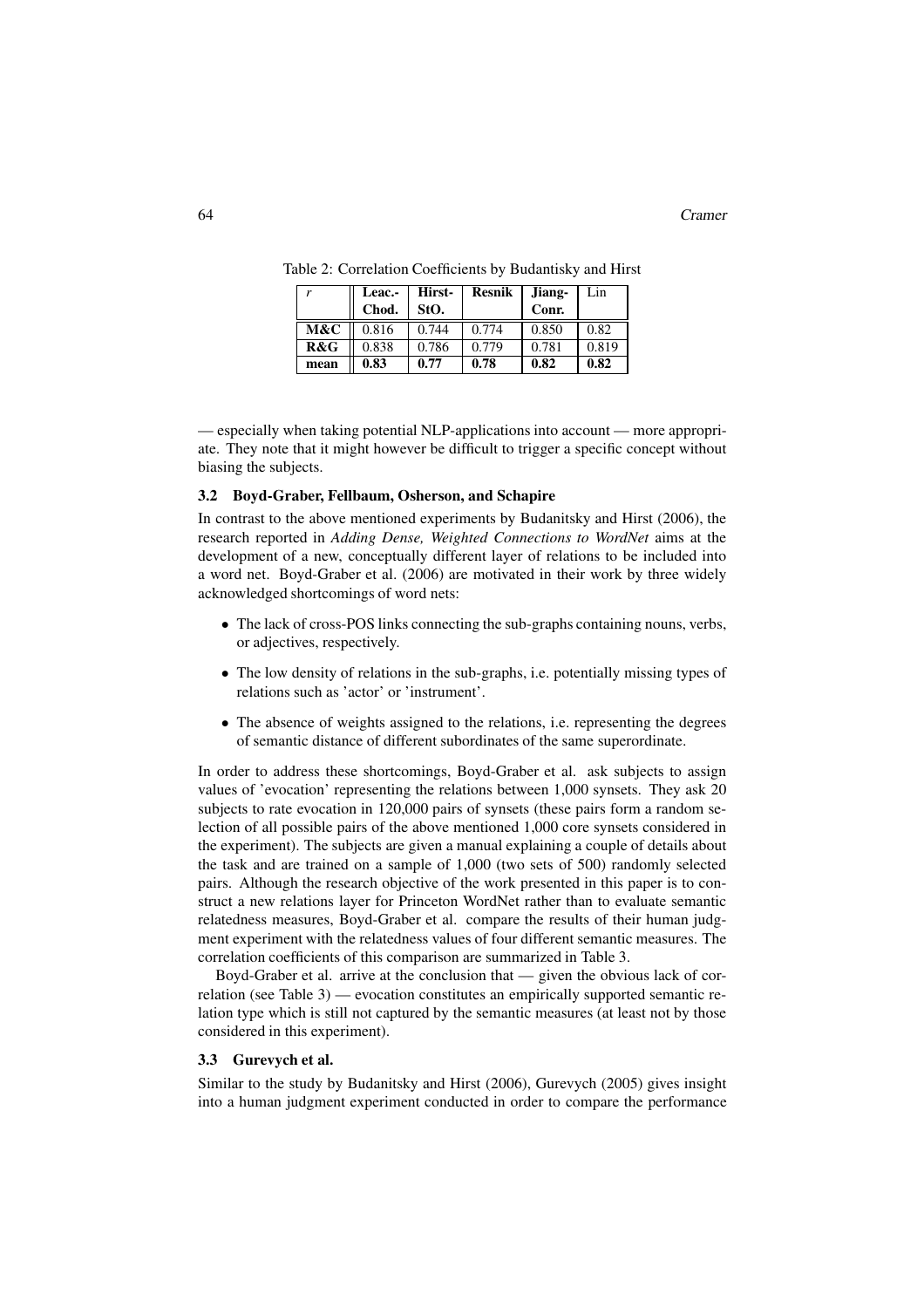Table 2: Correlation Coefficients by Budantisky and Hirst

| *r* | **Leac.-Chod.** | **Hirst-StO.** | **Resnik** | **Jiang-Conr.** | Lin |
|---|---|---|---|---|---|
| **M&C** | 0.816 | 0.744 | 0.774 | 0.850 | 0.82 |
| **R&G** | 0.838 | 0.786 | 0.779 | 0.781 | 0.819 |
| **mean** | **0.83** | **0.77** | **0.78** | **0.82** | **0.82** |

— especially when taking potential NLP-applications into account — more appropriate. They note that it might however be difficult to trigger a specific concept without biasing the subjects.

### 3.2 Boyd-Graber, Fellbaum, Osherson, and Schapire

In contrast to the above mentioned experiments by Budanitsky and Hirst (2006), the research reported in *Adding Dense, Weighted Connections to WordNet* aims at the development of a new, conceptually different layer of relations to be included into a word net. Boyd-Graber et al. (2006) are motivated in their work by three widely acknowledged shortcomings of word nets:

- The lack of cross-POS links connecting the sub-graphs containing nouns, verbs, or adjectives, respectively.
- The low density of relations in the sub-graphs, i.e. potentially missing types of relations such as 'actor' or 'instrument'.
- The absence of weights assigned to the relations, i.e. representing the degrees of semantic distance of different subordinates of the same superordinate.

In order to address these shortcomings, Boyd-Graber et al. ask subjects to assign values of 'evocation' representing the relations between 1,000 synsets. They ask 20 subjects to rate evocation in 120,000 pairs of synsets (these pairs form a random selection of all possible pairs of the above mentioned 1,000 core synsets considered in the experiment). The subjects are given a manual explaining a couple of details about the task and are trained on a sample of 1,000 (two sets of 500) randomly selected pairs. Although the research objective of the work presented in this paper is to construct a new relations layer for Princeton WordNet rather than to evaluate semantic relatedness measures, Boyd-Graber et al. compare the results of their human judgment experiment with the relatedness values of four different semantic measures. The correlation coefficients of this comparison are summarized in Table 3.

Boyd-Graber et al. arrive at the conclusion that — given the obvious lack of correlation (see Table 3) — evocation constitutes an empirically supported semantic relation type which is still not captured by the semantic measures (at least not by those considered in this experiment).

### 3.3 Gurevych et al.

Similar to the study by Budanitsky and Hirst (2006), Gurevych (2005) gives insight into a human judgment experiment conducted in order to compare the performance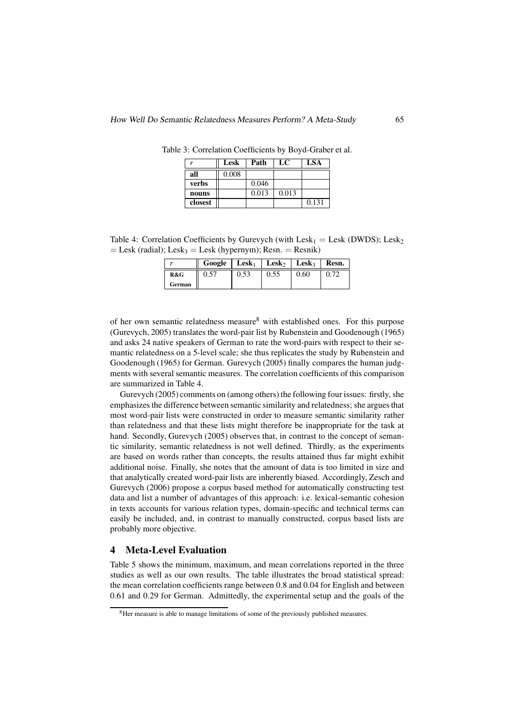Table 3: Correlation Coefficients by Boyd-Graber et al.

| $r$ | **Lesk** | **Path** | **LC** | **LSA** |
|---|---|---|---|---|
| **all** | 0.008 | | | |
| **verbs** | | 0.046 | | |
| **nouns** | | 0.013 | 0.013 | |
| **closest** | | | | 0.131 |

Table 4: Correlation Coefficients by Gurevych (with $\text{Lesk}_1$ = Lesk (DWDS); $\text{Lesk}_2$ = Lesk (radial); $\text{Lesk}_3$ = Lesk (hypernym); Resn. = Resnik)

| $r$ | **Google** | $\textbf{Lesk}_1$ | $\textbf{Lesk}_2$ | $\textbf{Lesk}_3$ | **Resn.** |
|---|---|---|---|---|---|
| **R&G German** | 0.57 | 0.53 | 0.55 | 0.60 | 0.72 |

of her own semantic relatedness measure[8] with established ones. For this purpose (Gurevych, 2005) translates the word-pair list by Rubenstein and Goodenough (1965) and asks 24 native speakers of German to rate the word-pairs with respect to their semantic relatedness on a 5-level scale; she thus replicates the study by Rubenstein and Goodenough (1965) for German. Gurevych (2005) finally compares the human judgments with several semantic measures. The correlation coefficients of this comparison are summarized in Table 4.

Gurevych (2005) comments on (among others) the following four issues: firstly, she emphasizes the difference between semantic similarity and relatedness; she argues that most word-pair lists were constructed in order to measure semantic similarity rather than relatedness and that these lists might therefore be inappropriate for the task at hand. Secondly, Gurevych (2005) observes that, in contrast to the concept of semantic similarity, semantic relatedness is not well defined. Thirdly, as the experiments are based on words rather than concepts, the results attained thus far might exhibit additional noise. Finally, she notes that the amount of data is too limited in size and that analytically created word-pair lists are inherently biased. Accordingly, Zesch and Gurevych (2006) propose a corpus based method for automatically constructing test data and list a number of advantages of this approach: i.e. lexical-semantic cohesion in texts accounts for various relation types, domain-specific and technical terms can easily be included, and, in contrast to manually constructed, corpus based lists are probably more objective.

## 4 Meta-Level Evaluation

Table 5 shows the minimum, maximum, and mean correlations reported in the three studies as well as our own results. The table illustrates the broad statistical spread: the mean correlation coefficients range between 0.8 and 0.04 for English and between 0.61 and 0.29 for German. Admittedly, the experimental setup and the goals of the

[8] Her measure is able to manage limitations of some of the previously published measures.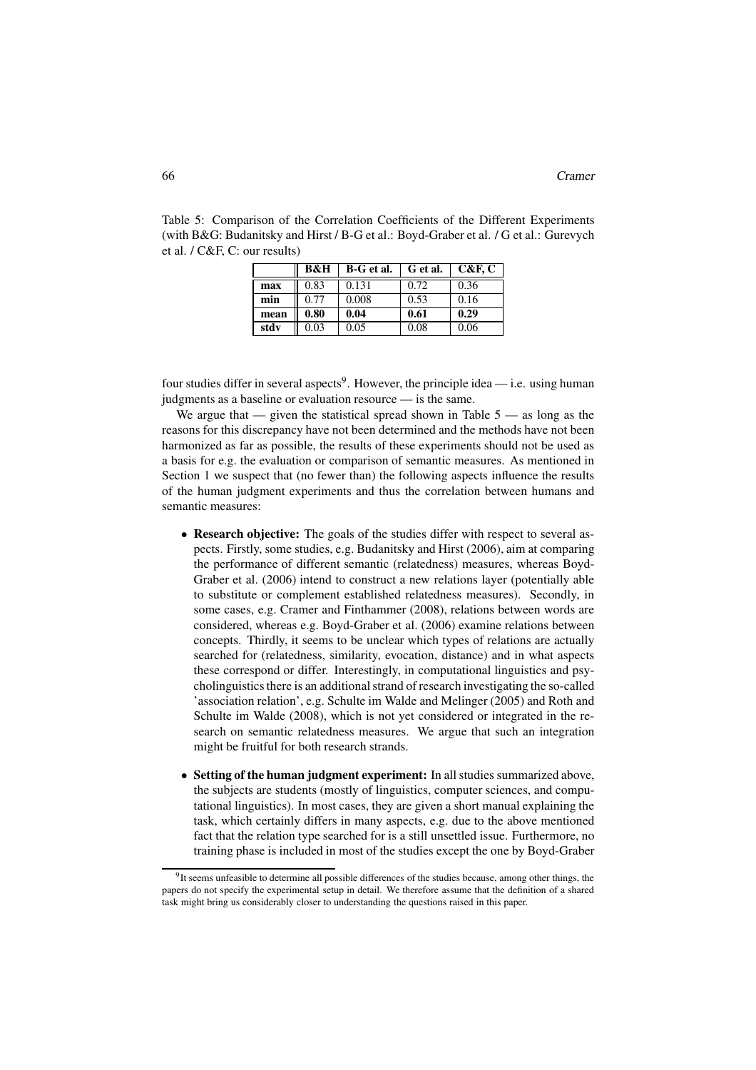Table 5: Comparison of the Correlation Coefficients of the Different Experiments (with B&G: Budanitsky and Hirst / B-G et al.: Boyd-Graber et al. / G et al.: Gurevych et al. / C&F, C: our results)

| | **B&H** | **B-G et al.** | **G et al.** | **C&F, C** |
|---|---|---|---|---|
| **max** | 0.83 | 0.131 | 0.72 | 0.36 |
| **min** | 0.77 | 0.008 | 0.53 | 0.16 |
| **mean** | **0.80** | **0.04** | **0.61** | **0.29** |
| **stdv** | 0.03 | 0.05 | 0.08 | 0.06 |

four studies differ in several aspects[9]. However, the principle idea — i.e. using human judgments as a baseline or evaluation resource — is the same.

We argue that — given the statistical spread shown in Table 5 — as long as the reasons for this discrepancy have not been determined and the methods have not been harmonized as far as possible, the results of these experiments should not be used as a basis for e.g. the evaluation or comparison of semantic measures. As mentioned in Section 1 we suspect that (no fewer than) the following aspects influence the results of the human judgment experiments and thus the correlation between humans and semantic measures:

- **Research objective:** The goals of the studies differ with respect to several aspects. Firstly, some studies, e.g. Budanitsky and Hirst (2006), aim at comparing the performance of different semantic (relatedness) measures, whereas Boyd-Graber et al. (2006) intend to construct a new relations layer (potentially able to substitute or complement established relatedness measures). Secondly, in some cases, e.g. Cramer and Finthammer (2008), relations between words are considered, whereas e.g. Boyd-Graber et al. (2006) examine relations between concepts. Thirdly, it seems to be unclear which types of relations are actually searched for (relatedness, similarity, evocation, distance) and in what aspects these correspond or differ. Interestingly, in computational linguistics and psycholinguistics there is an additional strand of research investigating the so-called 'association relation', e.g. Schulte im Walde and Melinger (2005) and Roth and Schulte im Walde (2008), which is not yet considered or integrated in the research on semantic relatedness measures. We argue that such an integration might be fruitful for both research strands.

- **Setting of the human judgment experiment:** In all studies summarized above, the subjects are students (mostly of linguistics, computer sciences, and computational linguistics). In most cases, they are given a short manual explaining the task, which certainly differs in many aspects, e.g. due to the above mentioned fact that the relation type searched for is a still unsettled issue. Furthermore, no training phase is included in most of the studies except the one by Boyd-Graber

[9] It seems unfeasible to determine all possible differences of the studies because, among other things, the papers do not specify the experimental setup in detail. We therefore assume that the definition of a shared task might bring us considerably closer to understanding the questions raised in this paper.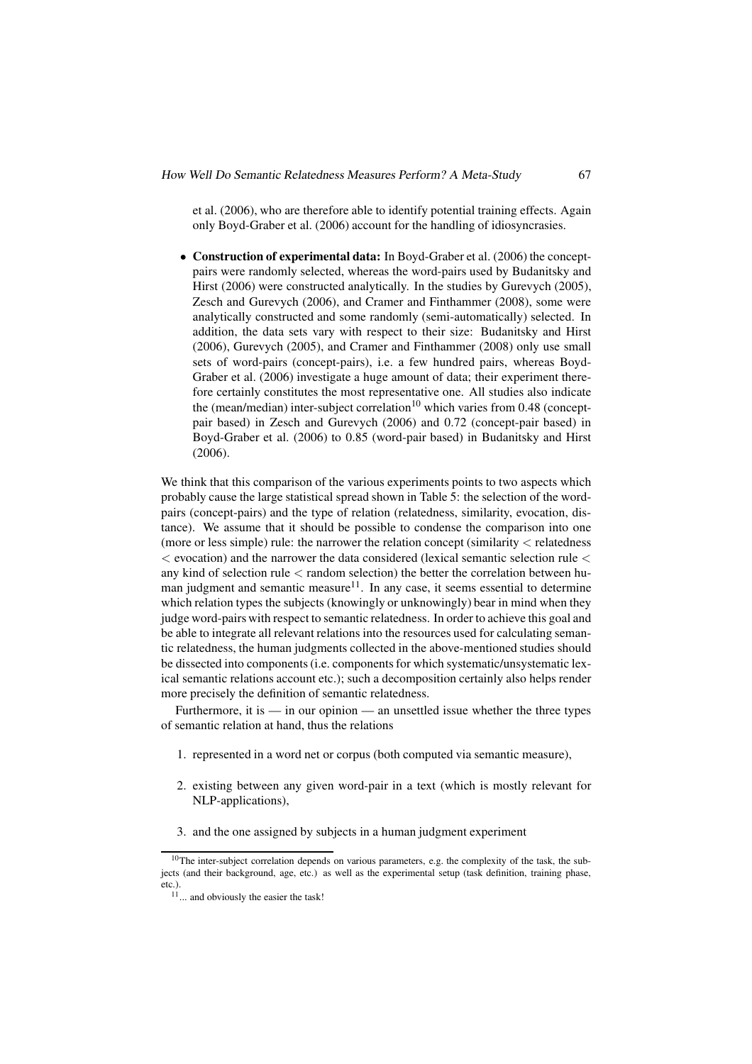et al. (2006), who are therefore able to identify potential training effects. Again only Boyd-Graber et al. (2006) account for the handling of idiosyncrasies.

- **Construction of experimental data:** In Boyd-Graber et al. (2006) the concept-pairs were randomly selected, whereas the word-pairs used by Budanitsky and Hirst (2006) were constructed analytically. In the studies by Gurevych (2005), Zesch and Gurevych (2006), and Cramer and Finthammer (2008), some were analytically constructed and some randomly (semi-automatically) selected. In addition, the data sets vary with respect to their size: Budanitsky and Hirst (2006), Gurevych (2005), and Cramer and Finthammer (2008) only use small sets of word-pairs (concept-pairs), i.e. a few hundred pairs, whereas Boyd-Graber et al. (2006) investigate a huge amount of data; their experiment therefore certainly constitutes the most representative one. All studies also indicate the (mean/median) inter-subject correlation[10] which varies from 0.48 (concept-pair based) in Zesch and Gurevych (2006) and 0.72 (concept-pair based) in Boyd-Graber et al. (2006) to 0.85 (word-pair based) in Budanitsky and Hirst (2006).

We think that this comparison of the various experiments points to two aspects which probably cause the large statistical spread shown in Table 5: the selection of the word-pairs (concept-pairs) and the type of relation (relatedness, similarity, evocation, distance). We assume that it should be possible to condense the comparison into one (more or less simple) rule: the narrower the relation concept (similarity < relatedness < evocation) and the narrower the data considered (lexical semantic selection rule < any kind of selection rule < random selection) the better the correlation between human judgment and semantic measure[11]. In any case, it seems essential to determine which relation types the subjects (knowingly or unknowingly) bear in mind when they judge word-pairs with respect to semantic relatedness. In order to achieve this goal and be able to integrate all relevant relations into the resources used for calculating semantic relatedness, the human judgments collected in the above-mentioned studies should be dissected into components (i.e. components for which systematic/unsystematic lexical semantic relations account etc.); such a decomposition certainly also helps render more precisely the definition of semantic relatedness.

Furthermore, it is — in our opinion — an unsettled issue whether the three types of semantic relation at hand, thus the relations

1. represented in a word net or corpus (both computed via semantic measure),
2. existing between any given word-pair in a text (which is mostly relevant for NLP-applications),
3. and the one assigned by subjects in a human judgment experiment

[10] The inter-subject correlation depends on various parameters, e.g. the complexity of the task, the subjects (and their background, age, etc.) as well as the experimental setup (task definition, training phase, etc.).

[11] ... and obviously the easier the task!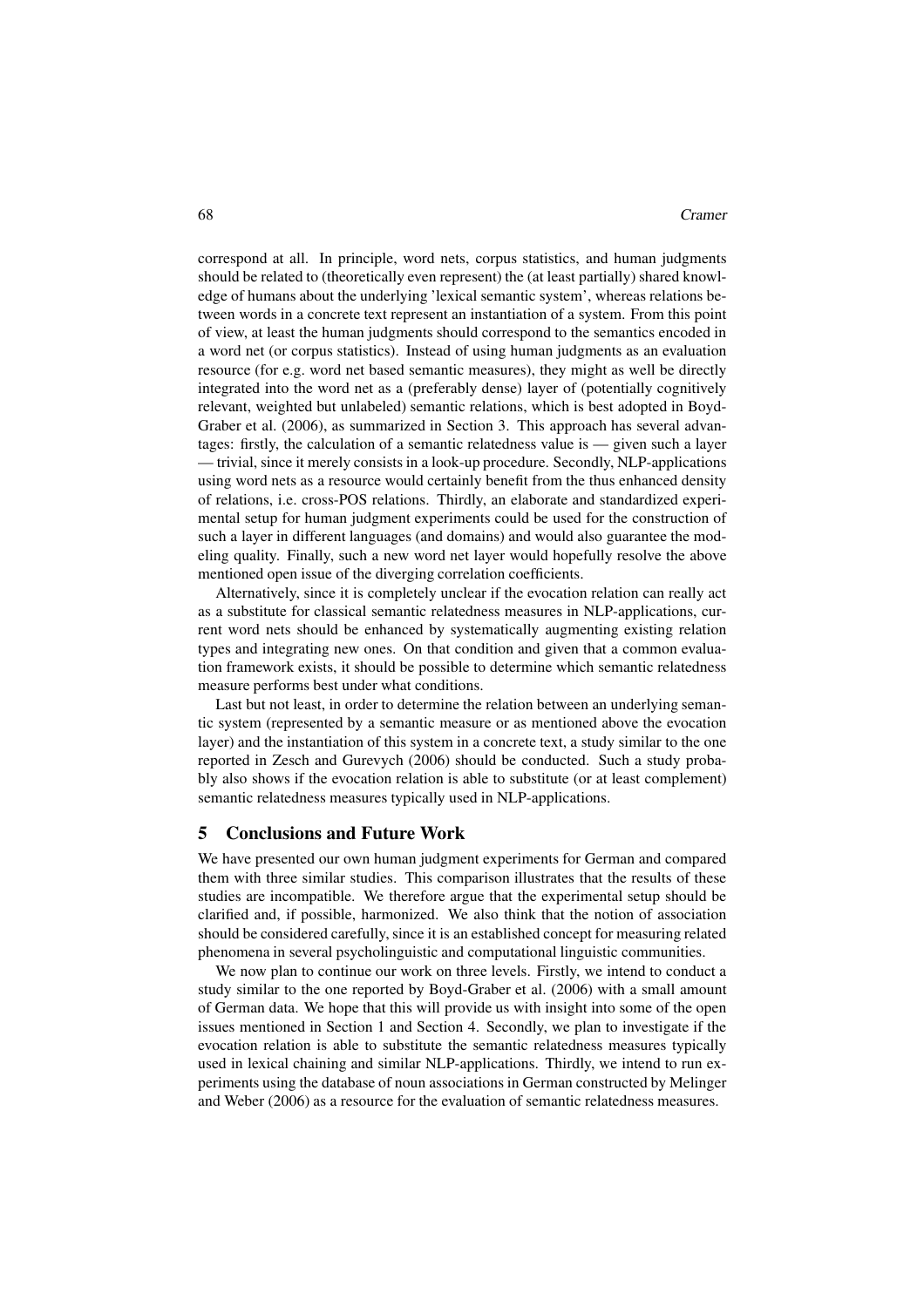correspond at all. In principle, word nets, corpus statistics, and human judgments should be related to (theoretically even represent) the (at least partially) shared knowledge of humans about the underlying 'lexical semantic system', whereas relations between words in a concrete text represent an instantiation of a system. From this point of view, at least the human judgments should correspond to the semantics encoded in a word net (or corpus statistics). Instead of using human judgments as an evaluation resource (for e.g. word net based semantic measures), they might as well be directly integrated into the word net as a (preferably dense) layer of (potentially cognitively relevant, weighted but unlabeled) semantic relations, which is best adopted in Boyd-Graber et al. (2006), as summarized in Section 3. This approach has several advantages: firstly, the calculation of a semantic relatedness value is — given such a layer — trivial, since it merely consists in a look-up procedure. Secondly, NLP-applications using word nets as a resource would certainly benefit from the thus enhanced density of relations, i.e. cross-POS relations. Thirdly, an elaborate and standardized experimental setup for human judgment experiments could be used for the construction of such a layer in different languages (and domains) and would also guarantee the modeling quality. Finally, such a new word net layer would hopefully resolve the above mentioned open issue of the diverging correlation coefficients.

Alternatively, since it is completely unclear if the evocation relation can really act as a substitute for classical semantic relatedness measures in NLP-applications, current word nets should be enhanced by systematically augmenting existing relation types and integrating new ones. On that condition and given that a common evaluation framework exists, it should be possible to determine which semantic relatedness measure performs best under what conditions.

Last but not least, in order to determine the relation between an underlying semantic system (represented by a semantic measure or as mentioned above the evocation layer) and the instantiation of this system in a concrete text, a study similar to the one reported in Zesch and Gurevych (2006) should be conducted. Such a study probably also shows if the evocation relation is able to substitute (or at least complement) semantic relatedness measures typically used in NLP-applications.

## 5 Conclusions and Future Work

We have presented our own human judgment experiments for German and compared them with three similar studies. This comparison illustrates that the results of these studies are incompatible. We therefore argue that the experimental setup should be clarified and, if possible, harmonized. We also think that the notion of association should be considered carefully, since it is an established concept for measuring related phenomena in several psycholinguistic and computational linguistic communities.

We now plan to continue our work on three levels. Firstly, we intend to conduct a study similar to the one reported by Boyd-Graber et al. (2006) with a small amount of German data. We hope that this will provide us with insight into some of the open issues mentioned in Section 1 and Section 4. Secondly, we plan to investigate if the evocation relation is able to substitute the semantic relatedness measures typically used in lexical chaining and similar NLP-applications. Thirdly, we intend to run experiments using the database of noun associations in German constructed by Melinger and Weber (2006) as a resource for the evaluation of semantic relatedness measures.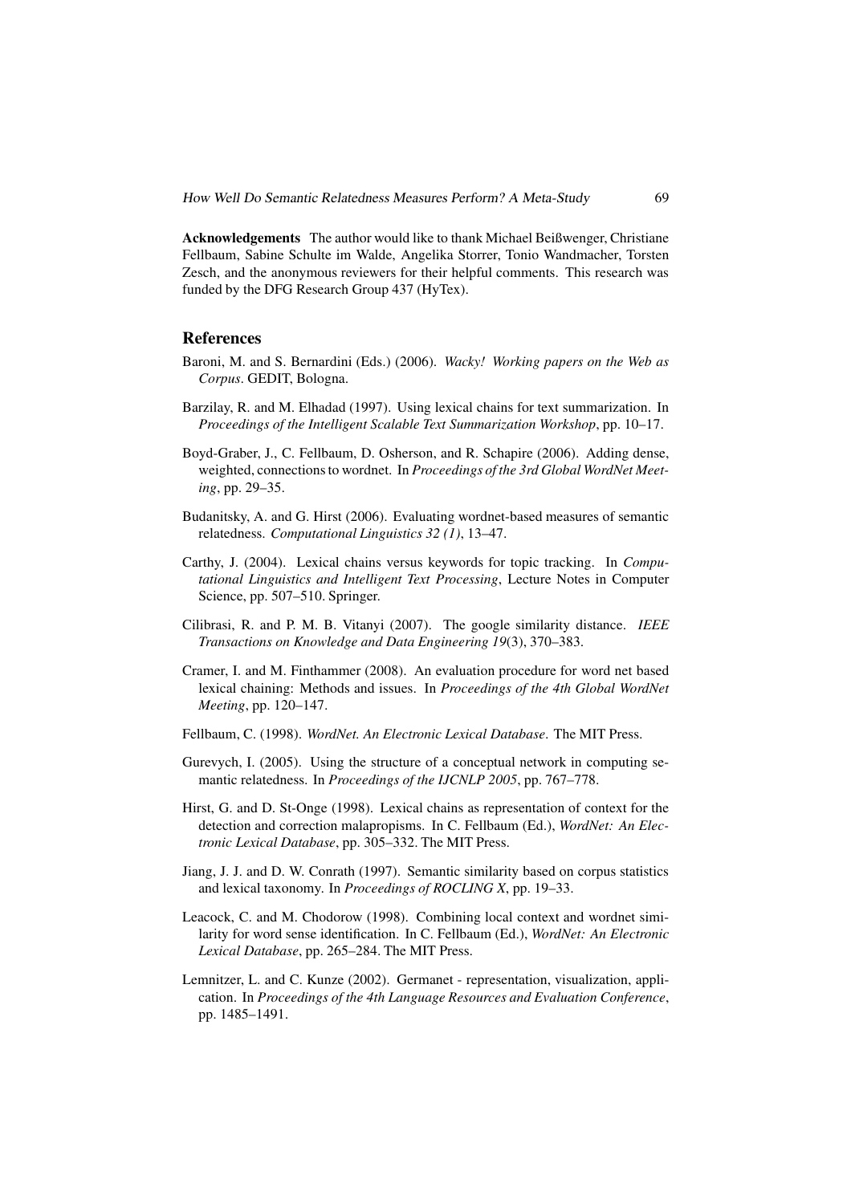**Acknowledgements** The author would like to thank Michael Beißwenger, Christiane Fellbaum, Sabine Schulte im Walde, Angelika Storrer, Tonio Wandmacher, Torsten Zesch, and the anonymous reviewers for their helpful comments. This research was funded by the DFG Research Group 437 (HyTex).

## References

Baroni, M. and S. Bernardini (Eds.) (2006). *Wacky! Working papers on the Web as Corpus*. GEDIT, Bologna.

Barzilay, R. and M. Elhadad (1997). Using lexical chains for text summarization. In *Proceedings of the Intelligent Scalable Text Summarization Workshop*, pp. 10–17.

Boyd-Graber, J., C. Fellbaum, D. Osherson, and R. Schapire (2006). Adding dense, weighted, connections to wordnet. In *Proceedings of the 3rd Global WordNet Meeting*, pp. 29–35.

Budanitsky, A. and G. Hirst (2006). Evaluating wordnet-based measures of semantic relatedness. *Computational Linguistics 32 (1)*, 13–47.

Carthy, J. (2004). Lexical chains versus keywords for topic tracking. In *Computational Linguistics and Intelligent Text Processing*, Lecture Notes in Computer Science, pp. 507–510. Springer.

Cilibrasi, R. and P. M. B. Vitanyi (2007). The google similarity distance. *IEEE Transactions on Knowledge and Data Engineering 19*(3), 370–383.

Cramer, I. and M. Finthammer (2008). An evaluation procedure for word net based lexical chaining: Methods and issues. In *Proceedings of the 4th Global WordNet Meeting*, pp. 120–147.

Fellbaum, C. (1998). *WordNet. An Electronic Lexical Database*. The MIT Press.

Gurevych, I. (2005). Using the structure of a conceptual network in computing semantic relatedness. In *Proceedings of the IJCNLP 2005*, pp. 767–778.

Hirst, G. and D. St-Onge (1998). Lexical chains as representation of context for the detection and correction malapropisms. In C. Fellbaum (Ed.), *WordNet: An Electronic Lexical Database*, pp. 305–332. The MIT Press.

Jiang, J. J. and D. W. Conrath (1997). Semantic similarity based on corpus statistics and lexical taxonomy. In *Proceedings of ROCLING X*, pp. 19–33.

Leacock, C. and M. Chodorow (1998). Combining local context and wordnet similarity for word sense identification. In C. Fellbaum (Ed.), *WordNet: An Electronic Lexical Database*, pp. 265–284. The MIT Press.

Lemnitzer, L. and C. Kunze (2002). Germanet - representation, visualization, application. In *Proceedings of the 4th Language Resources and Evaluation Conference*, pp. 1485–1491.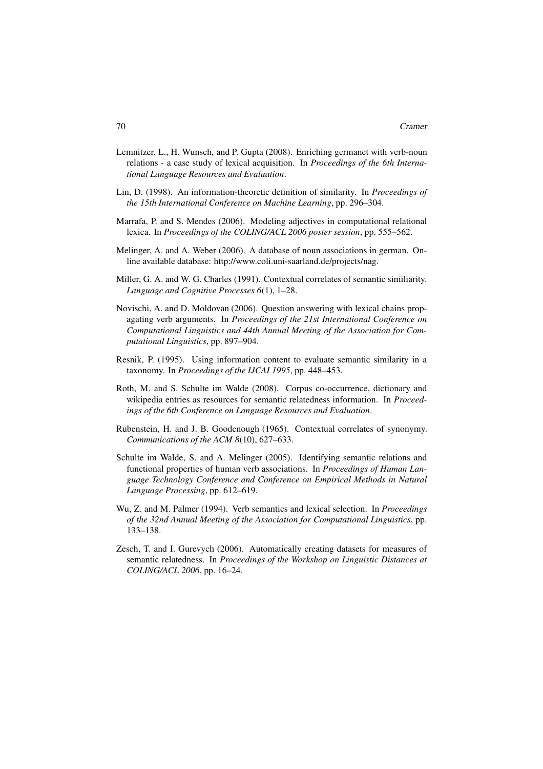Lemnitzer, L., H. Wunsch, and P. Gupta (2008). Enriching germanet with verb-noun relations - a case study of lexical acquisition. In *Proceedings of the 6th International Language Resources and Evaluation*.

Lin, D. (1998). An information-theoretic definition of similarity. In *Proceedings of the 15th International Conference on Machine Learning*, pp. 296–304.

Marrafa, P. and S. Mendes (2006). Modeling adjectives in computational relational lexica. In *Proceedings of the COLING/ACL 2006 poster session*, pp. 555–562.

Melinger, A. and A. Weber (2006). A database of noun associations in german. Online available database: http://www.coli.uni-saarland.de/projects/nag.

Miller, G. A. and W. G. Charles (1991). Contextual correlates of semantic similiarity. *Language and Cognitive Processes 6*(1), 1–28.

Novischi, A. and D. Moldovan (2006). Question answering with lexical chains propagating verb arguments. In *Proceedings of the 21st International Conference on Computational Linguistics and 44th Annual Meeting of the Association for Computational Linguistics*, pp. 897–904.

Resnik, P. (1995). Using information content to evaluate semantic similarity in a taxonomy. In *Proceedings of the IJCAI 1995*, pp. 448–453.

Roth, M. and S. Schulte im Walde (2008). Corpus co-occurrence, dictionary and wikipedia entries as resources for semantic relatedness information. In *Proceedings of the 6th Conference on Language Resources and Evaluation*.

Rubenstein, H. and J. B. Goodenough (1965). Contextual correlates of synonymy. *Communications of the ACM 8*(10), 627–633.

Schulte im Walde, S. and A. Melinger (2005). Identifying semantic relations and functional properties of human verb associations. In *Proceedings of Human Language Technology Conference and Conference on Empirical Methods in Natural Language Processing*, pp. 612–619.

Wu, Z. and M. Palmer (1994). Verb semantics and lexical selection. In *Proceedings of the 32nd Annual Meeting of the Association for Computational Linguistics*, pp. 133–138.

Zesch, T. and I. Gurevych (2006). Automatically creating datasets for measures of semantic relatedness. In *Proceedings of the Workshop on Linguistic Distances at COLING/ACL 2006*, pp. 16–24.